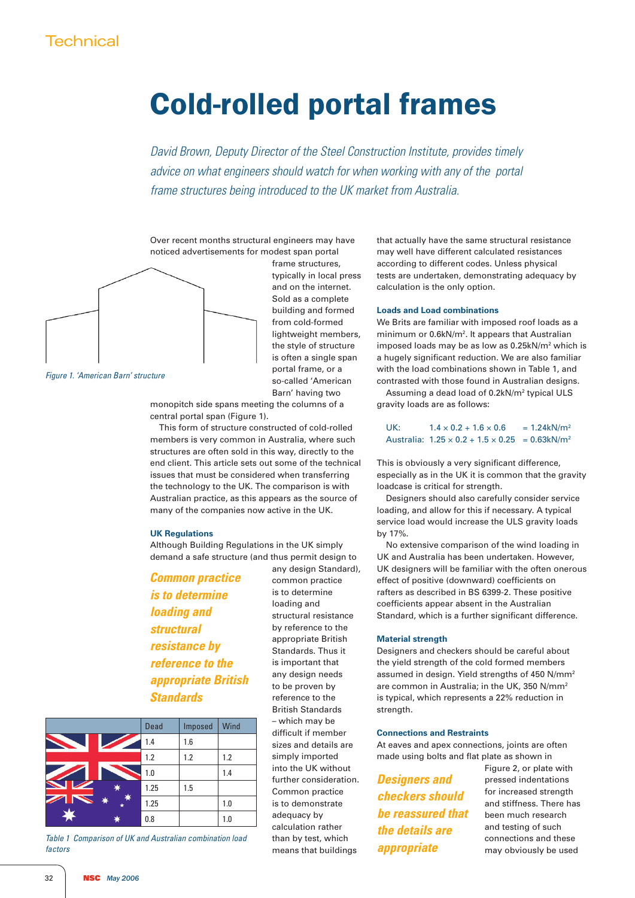Technical

# Cold-rolled portal frames

*David Brown, Deputy Director of the Steel Construction Institute, provides timely advice on what engineers should watch for when working with any of the portal frame structures being introduced to the UK market from Australia.*

Over recent months structural engineers may have noticed advertisements for modest span portal frame structures, typically in local press and on the internet. Sold as a complete building and formed from cold-formed lightweight members, the style of structure is often a single span portal frame, or a so-called 'American Barn' having two monopitch side spans meeting the columns of a central portal span (Figure 1).

*Figure 1. 'American Barn' structure*

This form of structure constructed of cold-rolled members is very common in Australia, where such structures are often sold in this way, directly to the end client. This article sets out some of the technical issues that must be considered when transferring the technology to the UK. The comparison is with Australian practice, as this appears as the source of many of the companies now active in the UK.

### UK Regulations

Although Building Regulations in the UK simply demand a safe structure (and thus permit design to any design Standard), common practice is to determine loading and structural resistance by reference to the appropriate British Standards. Thus it is important that any design needs to be proven by reference to the British Standards – which may be difficult if member sizes and details are simply imported into the UK without further consideration. Common practice is to demonstrate adequacy by calculation rather than by test, which means that buildings that actually have the same structural resistance may well have different calculated resistances according to different codes. Unless physical tests are undertaken, demonstrating adequacy by calculation is the only option.

***Common practice is to determine loading and structural resistance by reference to the appropriate British Standards***

| | Dead | Imposed | Wind |
|---|---|---|---|
| UK | 1.4 | 1.6 | |
| UK | 1.2 | 1.2 | 1.2 |
| UK | 1.0 | | 1.4 |
| Australia | 1.25 | 1.5 | |
| Australia | 1.25 | | 1.0 |
| Australia | 0.8 | | 1.0 |

*Table 1 Comparison of UK and Australian combination load factors*

### Loads and Load combinations

We Brits are familiar with imposed roof loads as a minimum or 0.6kN/m². It appears that Australian imposed loads may be as low as 0.25kN/m² which is a hugely significant reduction. We are also familiar with the load combinations shown in Table 1, and contrasted with those found in Australian designs.

Assuming a dead load of 0.2kN/m² typical ULS gravity loads are as follows:

UK: $1.4 \times 0.2 + 1.6 \times 0.6 = 1.24\text{kN/m}^2$
Australia: $1.25 \times 0.2 + 1.5 \times 0.25 = 0.63\text{kN/m}^2$

This is obviously a very significant difference, especially as in the UK it is common that the gravity loadcase is critical for strength.

Designers should also carefully consider service loading, and allow for this if necessary. A typical service load would increase the ULS gravity loads by 17%.

No extensive comparison of the wind loading in UK and Australia has been undertaken. However, UK designers will be familiar with the often onerous effect of positive (downward) coefficients on rafters as described in BS 6399-2. These positive coefficients appear absent in the Australian Standard, which is a further significant difference.

### Material strength

Designers and checkers should be careful about the yield strength of the cold formed members assumed in design. Yield strengths of 450 N/mm² are common in Australia; in the UK, 350 N/mm² is typical, which represents a 22% reduction in strength.

### Connections and Restraints

At eaves and apex connections, joints are often made using bolts and flat plate as shown in Figure 2, or plate with pressed indentations for increased strength and stiffness. There has been much research and testing of such connections and these may obviously be used

***Designers and checkers should be reassured that the details are appropriate***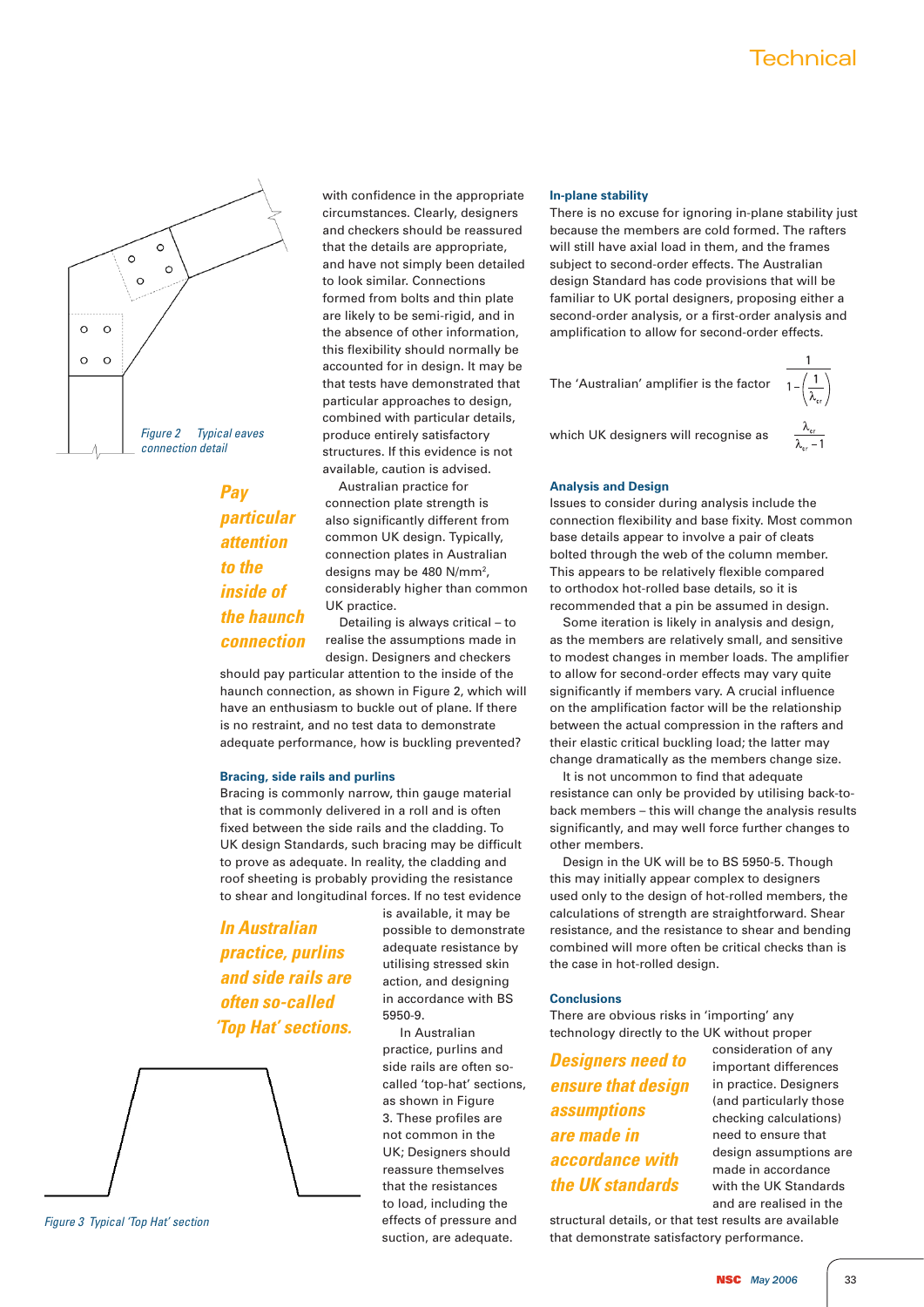Figure 2 Typical eaves connection detail

with confidence in the appropriate circumstances. Clearly, designers and checkers should be reassured that the details are appropriate, and have not simply been detailed to look similar. Connections formed from bolts and thin plate are likely to be semi-rigid, and in the absence of other information, this flexibility should normally be accounted for in design. It may be that tests have demonstrated that particular approaches to design, combined with particular details, produce entirely satisfactory structures. If this evidence is not available, caution is advised.

Australian practice for connection plate strength is also significantly different from common UK design. Typically, connection plates in Australian designs may be 480 N/mm², considerably higher than common UK practice.

*Pay particular attention to the inside of the haunch connection*

Detailing is always critical – to realise the assumptions made in design. Designers and checkers should pay particular attention to the inside of the haunch connection, as shown in Figure 2, which will have an enthusiasm to buckle out of plane. If there is no restraint, and no test data to demonstrate adequate performance, how is buckling prevented?

### Bracing, side rails and purlins

Bracing is commonly narrow, thin gauge material that is commonly delivered in a roll and is often fixed between the side rails and the cladding. To UK design Standards, such bracing may be difficult to prove as adequate. In reality, the cladding and roof sheeting is probably providing the resistance to shear and longitudinal forces. If no test evidence is available, it may be possible to demonstrate adequate resistance by utilising stressed skin action, and designing in accordance with BS 5950-9.

*In Australian practice, purlins and side rails are often so-called 'Top Hat' sections.*

In Australian practice, purlins and side rails are often so-called 'top-hat' sections, as shown in Figure 3. These profiles are not common in the UK; Designers should reassure themselves that the resistances to load, including the effects of pressure and suction, are adequate.

Figure 3 Typical 'Top Hat' section

### In-plane stability

There is no excuse for ignoring in-plane stability just because the members are cold formed. The rafters will still have axial load in them, and the frames subject to second-order effects. The Australian design Standard has code provisions that will be familiar to UK portal designers, proposing either a second-order analysis, or a first-order analysis and amplification to allow for second-order effects.

The 'Australian' amplifier is the factor $\dfrac{1}{1-\left(\dfrac{1}{\lambda_{cr}}\right)}$

which UK designers will recognise as $\dfrac{\lambda_{cr}}{\lambda_{cr}-1}$

### Analysis and Design

Issues to consider during analysis include the connection flexibility and base fixity. Most common base details appear to involve a pair of cleats bolted through the web of the column member. This appears to be relatively flexible compared to orthodox hot-rolled base details, so it is recommended that a pin be assumed in design.

Some iteration is likely in analysis and design, as the members are relatively small, and sensitive to modest changes in member loads. The amplifier to allow for second-order effects may vary quite significantly if members vary. A crucial influence on the amplification factor will be the relationship between the actual compression in the rafters and their elastic critical buckling load; the latter may change dramatically as the members change size.

It is not uncommon to find that adequate resistance can only be provided by utilising back-to-back members – this will change the analysis results significantly, and may well force further changes to other members.

Design in the UK will be to BS 5950-5. Though this may initially appear complex to designers used only to the design of hot-rolled members, the calculations of strength are straightforward. Shear resistance, and the resistance to shear and bending combined will more often be critical checks than is the case in hot-rolled design.

### Conclusions

There are obvious risks in 'importing' any technology directly to the UK without proper consideration of any important differences in practice. Designers (and particularly those checking calculations) need to ensure that design assumptions are made in accordance with the UK Standards and are realised in the structural details, or that test results are available that demonstrate satisfactory performance.

*Designers need to ensure that design assumptions are made in accordance with the UK standards*